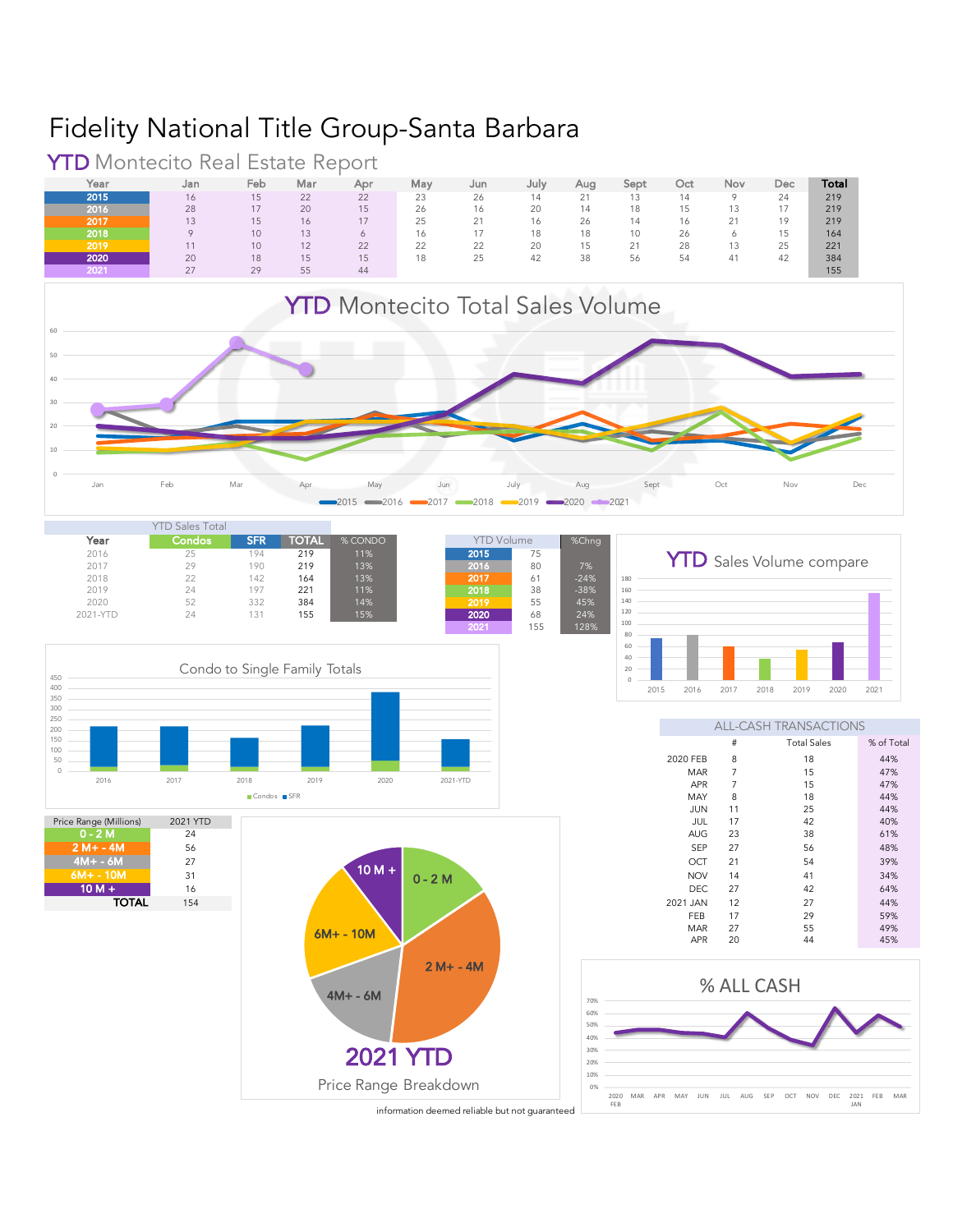# Fidelity National Title Group-Santa Barbara

## YTD Montecito Real Estate Report

| Year | Jan | Feb | Mar | Apr | May | Jun | July | Aug | Sept | Oct | Nov | Dec | Total |
|---|---|---|---|---|---|---|---|---|---|---|---|---|---|
| 2015 | 16 | 15 | 22 | 22 | 23 | 26 | 14 | 21 | 13 | 14 | 9 | 24 | 219 |
| 2016 | 28 | 17 | 20 | 15 | 26 | 16 | 20 | 14 | 18 | 15 | 13 | 17 | 219 |
| 2017 | 13 | 15 | 16 | 17 | 25 | 21 | 16 | 26 | 14 | 16 | 21 | 19 | 219 |
| 2018 | 9 | 10 | 13 | 6 | 16 | 17 | 18 | 18 | 10 | 26 | 6 | 15 | 164 |
| 2019 | 11 | 10 | 12 | 22 | 22 | 22 | 20 | 15 | 21 | 28 | 13 | 25 | 221 |
| 2020 | 20 | 18 | 15 | 15 | 18 | 25 | 42 | 38 | 56 | 54 | 41 | 42 | 384 |
| 2021 | 27 | 29 | 55 | 44 | | | | | | | | | 155 |

### YTD Montecito Total Sales Volume

### YTD Sales Total

| Year | Condos | SFR | TOTAL | % CONDO |
|---|---|---|---|---|
| 2016 | 25 | 194 | 219 | 11% |
| 2017 | 29 | 190 | 219 | 13% |
| 2018 | 22 | 142 | 164 | 13% |
| 2019 | 24 | 197 | 221 | 11% |
| 2020 | 52 | 332 | 384 | 14% |
| 2021-YTD | 24 | 131 | 155 | 15% |

| YTD Volume | | %Chng |
|---|---|---|
| 2015 | 75 | |
| 2016 | 80 | 7% |
| 2017 | 61 | -24% |
| 2018 | 38 | -38% |
| 2019 | 55 | 45% |
| 2020 | 68 | 24% |
| 2021 | 155 | 128% |

### YTD Sales Volume compare

### Condo to Single Family Totals

| Price Range (Millions) | 2021 YTD |
|---|---|
| 0 - 2 M | 24 |
| 2 M+ - 4M | 56 |
| 4M+ - 6M | 27 |
| 6M+ - 10M | 31 |
| 10 M + | 16 |
| TOTAL | 154 |

### 2021 YTD

Price Range Breakdown

### ALL-CASH TRANSACTIONS

| | # | Total Sales | % of Total |
|---|---|---|---|
| 2020 FEB | 8 | 18 | 44% |
| MAR | 7 | 15 | 47% |
| APR | 7 | 15 | 47% |
| MAY | 8 | 18 | 44% |
| JUN | 11 | 25 | 44% |
| JUL | 17 | 42 | 40% |
| AUG | 23 | 38 | 61% |
| SEP | 27 | 56 | 48% |
| OCT | 21 | 54 | 39% |
| NOV | 14 | 41 | 34% |
| DEC | 27 | 42 | 64% |
| 2021 JAN | 12 | 27 | 44% |
| FEB | 17 | 29 | 59% |
| MAR | 27 | 55 | 49% |
| APR | 20 | 44 | 45% |

### % ALL CASH

information deemed reliable but not guaranteed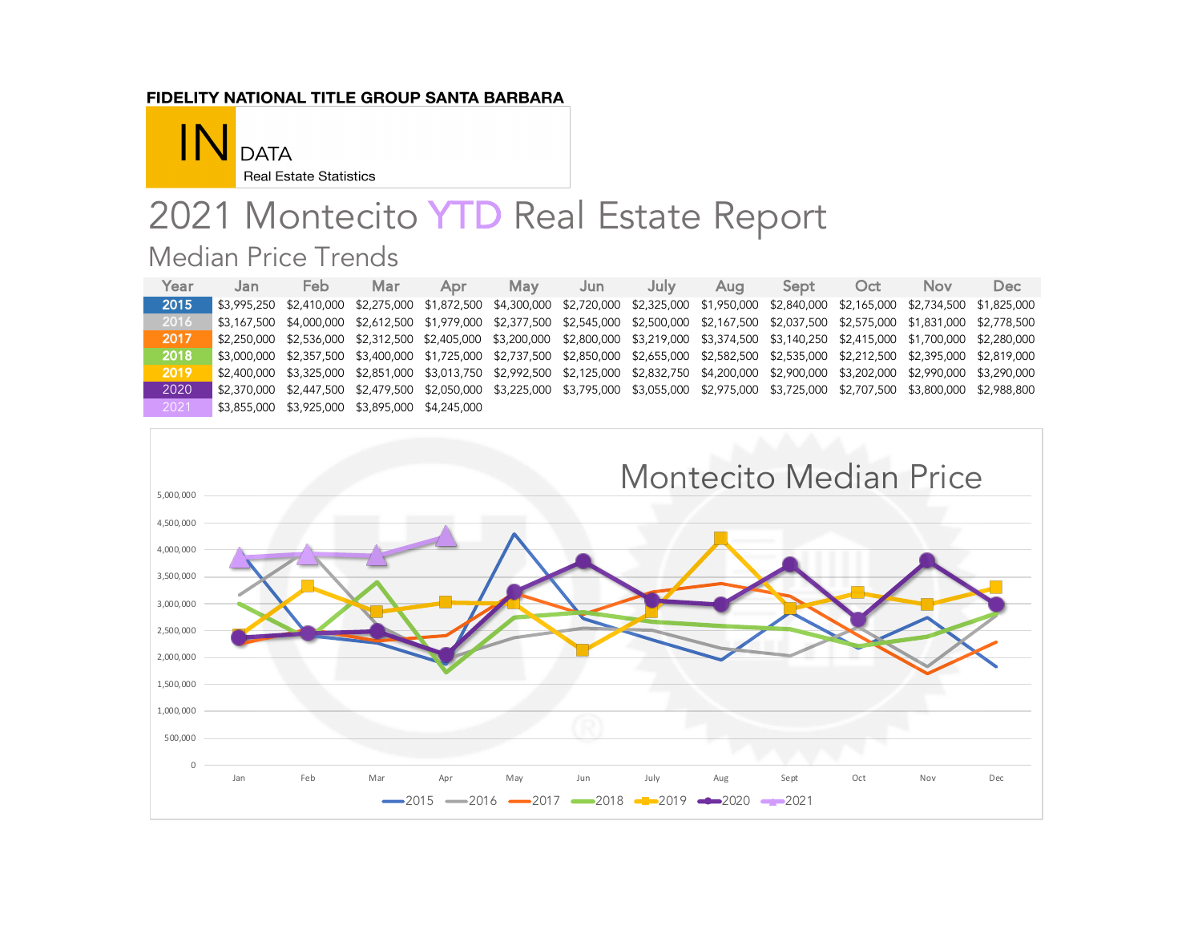**FIDELITY NATIONAL TITLE GROUP SANTA BARBARA**

IN DATA
Real Estate Statistics

# 2021 Montecito YTD Real Estate Report

## Median Price Trends

| Year | Jan | Feb | Mar | Apr | May | Jun | July | Aug | Sept | Oct | Nov | Dec |
|---|---|---|---|---|---|---|---|---|---|---|---|---|
| 2015 | $3,995,250 | $2,410,000 | $2,275,000 | $1,872,500 | $4,300,000 | $2,720,000 | $2,325,000 | $1,950,000 | $2,840,000 | $2,165,000 | $2,734,500 | $1,825,000 |
| 2016 | $3,167,500 | $4,000,000 | $2,612,500 | $1,979,000 | $2,377,500 | $2,545,000 | $2,500,000 | $2,167,500 | $2,037,500 | $2,575,000 | $1,831,000 | $2,778,500 |
| 2017 | $2,250,000 | $2,536,000 | $2,312,500 | $2,405,000 | $3,200,000 | $2,800,000 | $3,219,000 | $3,374,500 | $3,140,250 | $2,415,000 | $1,700,000 | $2,280,000 |
| 2018 | $3,000,000 | $2,357,500 | $3,400,000 | $1,725,000 | $2,737,500 | $2,850,000 | $2,655,000 | $2,582,500 | $2,535,000 | $2,212,500 | $2,395,000 | $2,819,000 |
| 2019 | $2,400,000 | $3,325,000 | $2,851,000 | $3,013,750 | $2,992,500 | $2,125,000 | $2,832,750 | $4,200,000 | $2,900,000 | $3,202,000 | $2,990,000 | $3,290,000 |
| 2020 | $2,370,000 | $2,447,500 | $2,479,500 | $2,050,000 | $3,225,000 | $3,795,000 | $3,055,000 | $2,975,000 | $3,725,000 | $2,707,500 | $3,800,000 | $2,988,800 |
| 2021 | $3,855,000 | $3,925,000 | $3,895,000 | $4,245,000 | | | | | | | | |

Montecito Median Price

5,000,000
4,500,000
4,000,000
3,500,000
3,000,000
2,500,000
2,000,000
1,500,000
1,000,000
500,000
0

Jan Feb Mar Apr May Jun July Aug Sept Oct Nov Dec

2015 2016 2017 2018 2019 2020 2021